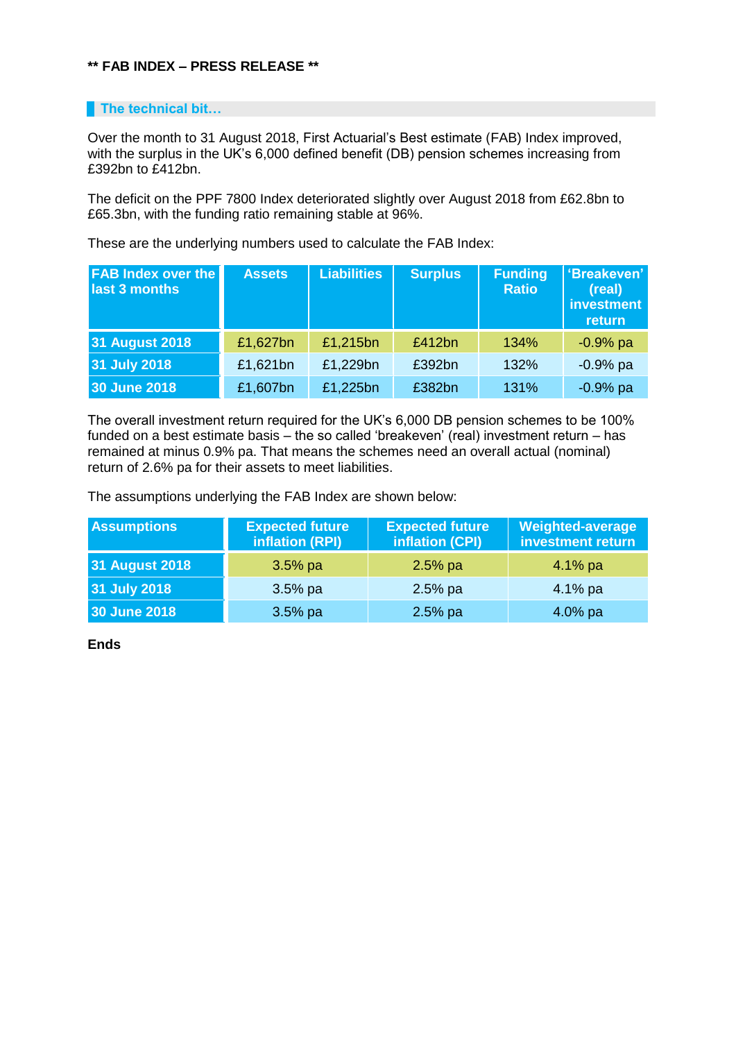**\*\* FAB INDEX – PRESS RELEASE \*\***

## The technical bit…

Over the month to 31 August 2018, First Actuarial's Best estimate (FAB) Index improved, with the surplus in the UK's 6,000 defined benefit (DB) pension schemes increasing from £392bn to £412bn.

The deficit on the PPF 7800 Index deteriorated slightly over August 2018 from £62.8bn to £65.3bn, with the funding ratio remaining stable at 96%.

These are the underlying numbers used to calculate the FAB Index:

| FAB Index over the last 3 months | Assets | Liabilities | Surplus | Funding Ratio | 'Breakeven' (real) investment return |
|---|---|---|---|---|---|
| 31 August 2018 | £1,627bn | £1,215bn | £412bn | 134% | -0.9% pa |
| 31 July 2018 | £1,621bn | £1,229bn | £392bn | 132% | -0.9% pa |
| 30 June 2018 | £1,607bn | £1,225bn | £382bn | 131% | -0.9% pa |

The overall investment return required for the UK's 6,000 DB pension schemes to be 100% funded on a best estimate basis – the so called 'breakeven' (real) investment return – has remained at minus 0.9% pa. That means the schemes need an overall actual (nominal) return of 2.6% pa for their assets to meet liabilities.

The assumptions underlying the FAB Index are shown below:

| Assumptions | Expected future inflation (RPI) | Expected future inflation (CPI) | Weighted-average investment return |
|---|---|---|---|
| 31 August 2018 | 3.5% pa | 2.5% pa | 4.1% pa |
| 31 July 2018 | 3.5% pa | 2.5% pa | 4.1% pa |
| 30 June 2018 | 3.5% pa | 2.5% pa | 4.0% pa |

**Ends**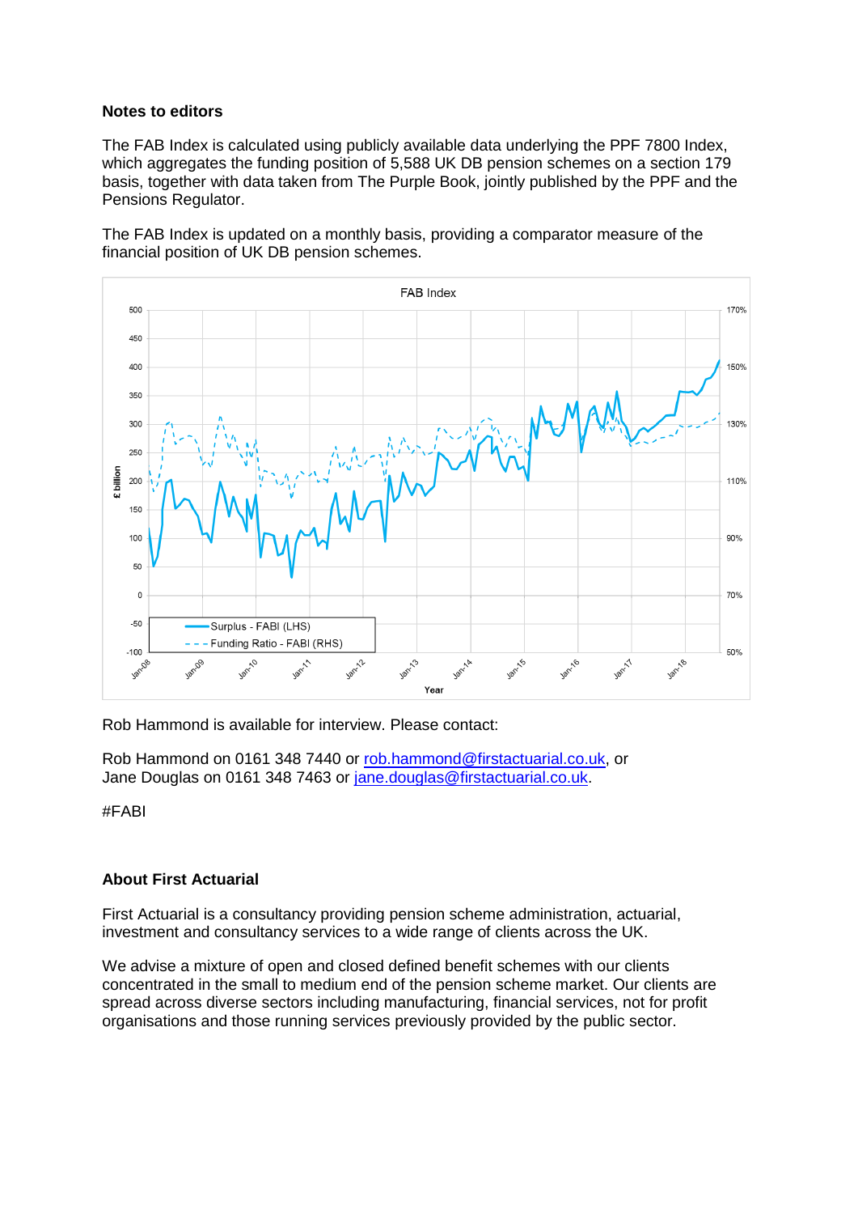**Notes to editors**

The FAB Index is calculated using publicly available data underlying the PPF 7800 Index, which aggregates the funding position of 5,588 UK DB pension schemes on a section 179 basis, together with data taken from The Purple Book, jointly published by the PPF and the Pensions Regulator.

The FAB Index is updated on a monthly basis, providing a comparator measure of the financial position of UK DB pension schemes.

FAB Index

£ billion

500
450
400
350
300
250
200
150
100
50
0
-50
-100

170%
150%
130%
110%
90%
70%
50%

Surplus - FABI (LHS)
Funding Ratio - FABI (RHS)

Jan-08
Jan-09
Jan-10
Jan-11
Jan-12
Jan-13
Jan-14
Jan-15
Jan-16
Jan-17
Jan-18

Year

Rob Hammond is available for interview. Please contact:

Rob Hammond on 0161 348 7440 or rob.hammond@firstactuarial.co.uk, or
Jane Douglas on 0161 348 7463 or jane.douglas@firstactuarial.co.uk.

#FABI

**About First Actuarial**

First Actuarial is a consultancy providing pension scheme administration, actuarial, investment and consultancy services to a wide range of clients across the UK.

We advise a mixture of open and closed defined benefit schemes with our clients concentrated in the small to medium end of the pension scheme market. Our clients are spread across diverse sectors including manufacturing, financial services, not for profit organisations and those running services previously provided by the public sector.